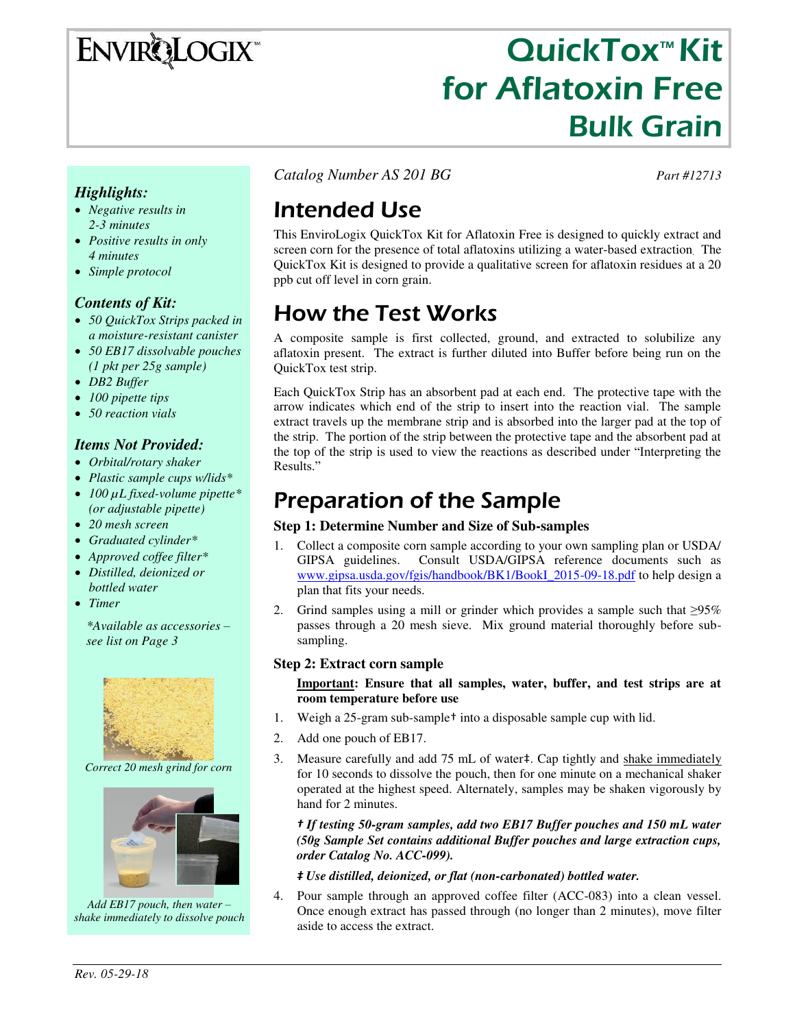ENVIROLOGIX™

# QuickTox™ Kit for Aflatoxin Free Bulk Grain

*Catalog Number AS 201 BG* *Part #12713*

### *Highlights:*

- *Negative results in 2-3 minutes*
- *Positive results in only 4 minutes*
- *Simple protocol*

### *Contents of Kit:*

- *50 QuickTox Strips packed in a moisture-resistant canister*
- *50 EB17 dissolvable pouches (1 pkt per 25g sample)*
- *DB2 Buffer*
- *100 pipette tips*
- *50 reaction vials*

### *Items Not Provided:*

- *Orbital/rotary shaker*
- *Plastic sample cups w/lids**
- *100 µL fixed-volume pipette* (or adjustable pipette)*
- *20 mesh screen*
- *Graduated cylinder**
- *Approved coffee filter**
- *Distilled, deionized or bottled water*
- *Timer*

*\*Available as accessories – see list on Page 3*

*Correct 20 mesh grind for corn*

*Add EB17 pouch, then water – shake immediately to dissolve pouch*

## Intended Use

This EnviroLogix QuickTox Kit for Aflatoxin Free is designed to quickly extract and screen corn for the presence of total aflatoxins utilizing a water-based extraction. The QuickTox Kit is designed to provide a qualitative screen for aflatoxin residues at a 20 ppb cut off level in corn grain.

## How the Test Works

A composite sample is first collected, ground, and extracted to solubilize any aflatoxin present. The extract is further diluted into Buffer before being run on the QuickTox test strip.

Each QuickTox Strip has an absorbent pad at each end. The protective tape with the arrow indicates which end of the strip to insert into the reaction vial. The sample extract travels up the membrane strip and is absorbed into the larger pad at the top of the strip. The portion of the strip between the protective tape and the absorbent pad at the top of the strip is used to view the reactions as described under "Interpreting the Results."

## Preparation of the Sample

### Step 1: Determine Number and Size of Sub-samples

1. Collect a composite corn sample according to your own sampling plan or USDA/ GIPSA guidelines. Consult USDA/GIPSA reference documents such as www.gipsa.usda.gov/fgis/handbook/BK1/BookI_2015-09-18.pdf to help design a plan that fits your needs.
2. Grind samples using a mill or grinder which provides a sample such that ≥95% passes through a 20 mesh sieve. Mix ground material thoroughly before sub-sampling.

### Step 2: Extract corn sample

<u>Important</u>: **Ensure that all samples, water, buffer, and test strips are at room temperature before use**

1. Weigh a 25-gram sub-sample† into a disposable sample cup with lid.
2. Add one pouch of EB17.
3. Measure carefully and add 75 mL of water‡. Cap tightly and <u>shake immediately</u> for 10 seconds to dissolve the pouch, then for one minute on a mechanical shaker operated at the highest speed. Alternately, samples may be shaken vigorously by hand for 2 minutes.

   ***† If testing 50-gram samples, add two EB17 Buffer pouches and 150 mL water (50g Sample Set contains additional Buffer pouches and large extraction cups, order Catalog No. ACC-099).***

   ***‡ Use distilled, deionized, or flat (non-carbonated) bottled water.***

4. Pour sample through an approved coffee filter (ACC-083) into a clean vessel. Once enough extract has passed through (no longer than 2 minutes), move filter aside to access the extract.

*Rev. 05-29-18*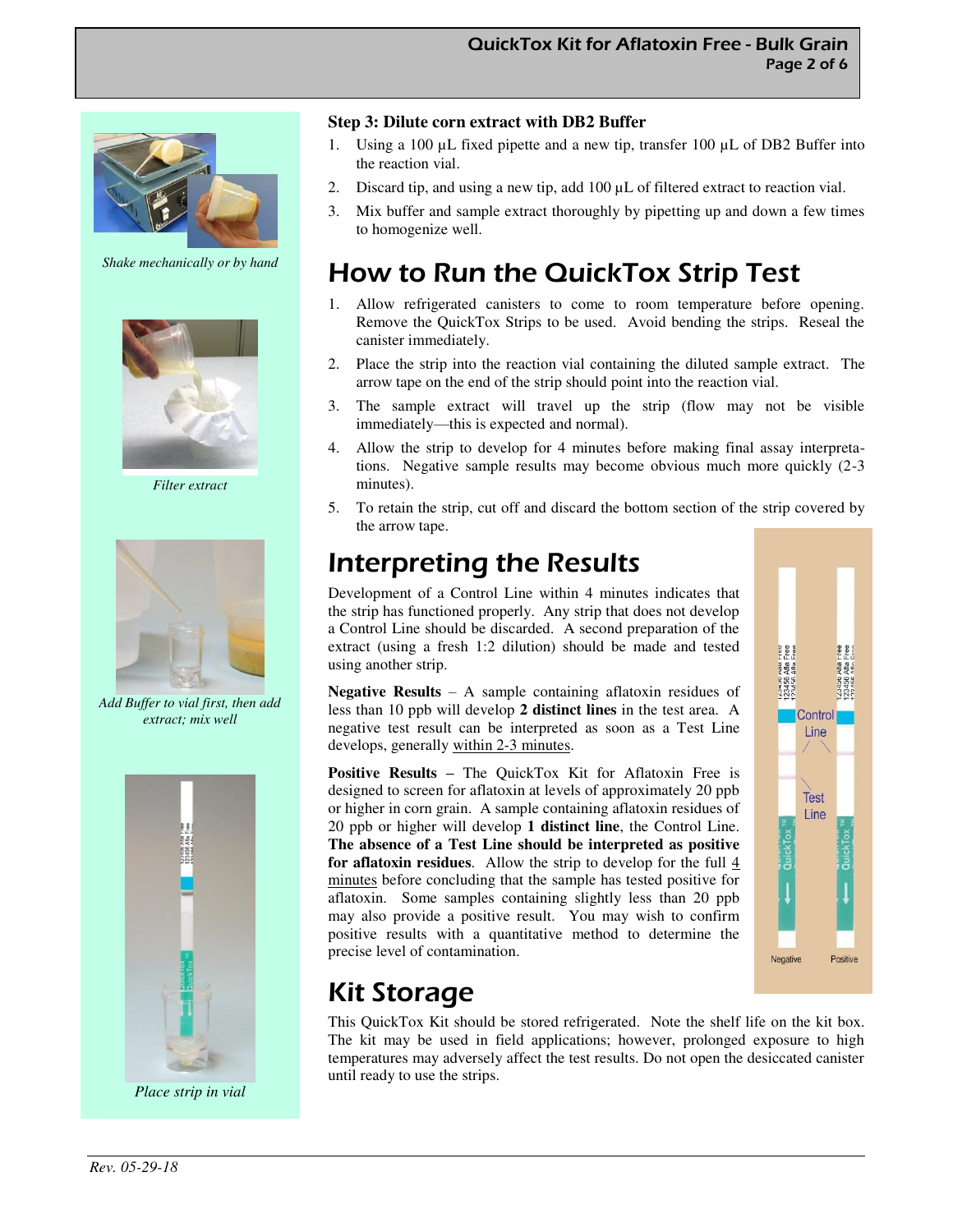**Step 3: Dilute corn extract with DB2 Buffer**

1. Using a 100 µL fixed pipette and a new tip, transfer 100 µL of DB2 Buffer into the reaction vial.
2. Discard tip, and using a new tip, add 100 µL of filtered extract to reaction vial.
3. Mix buffer and sample extract thoroughly by pipetting up and down a few times to homogenize well.

*Shake mechanically or by hand*

*Filter extract*

*Add Buffer to vial first, then add extract; mix well*

*Place strip in vial*

# How to Run the QuickTox Strip Test

1. Allow refrigerated canisters to come to room temperature before opening. Remove the QuickTox Strips to be used. Avoid bending the strips. Reseal the canister immediately.
2. Place the strip into the reaction vial containing the diluted sample extract. The arrow tape on the end of the strip should point into the reaction vial.
3. The sample extract will travel up the strip (flow may not be visible immediately—this is expected and normal).
4. Allow the strip to develop for 4 minutes before making final assay interpretations. Negative sample results may become obvious much more quickly (2-3 minutes).
5. To retain the strip, cut off and discard the bottom section of the strip covered by the arrow tape.

# Interpreting the Results

Development of a Control Line within 4 minutes indicates that the strip has functioned properly. Any strip that does not develop a Control Line should be discarded. A second preparation of the extract (using a fresh 1:2 dilution) should be made and tested using another strip.

**Negative Results** – A sample containing aflatoxin residues of less than 10 ppb will develop **2 distinct lines** in the test area. A negative test result can be interpreted as soon as a Test Line develops, generally within 2-3 minutes.

**Positive Results –** The QuickTox Kit for Aflatoxin Free is designed to screen for aflatoxin at levels of approximately 20 ppb or higher in corn grain. A sample containing aflatoxin residues of 20 ppb or higher will develop **1 distinct line**, the Control Line. **The absence of a Test Line should be interpreted as positive for aflatoxin residues**. Allow the strip to develop for the full 4 minutes before concluding that the sample has tested positive for aflatoxin. Some samples containing slightly less than 20 ppb may also provide a positive result. You may wish to confirm positive results with a quantitative method to determine the precise level of contamination.

Control Line

Test Line

Negative

Positive

# Kit Storage

This QuickTox Kit should be stored refrigerated. Note the shelf life on the kit box. The kit may be used in field applications; however, prolonged exposure to high temperatures may adversely affect the test results. Do not open the desiccated canister until ready to use the strips.

*Rev. 05-29-18*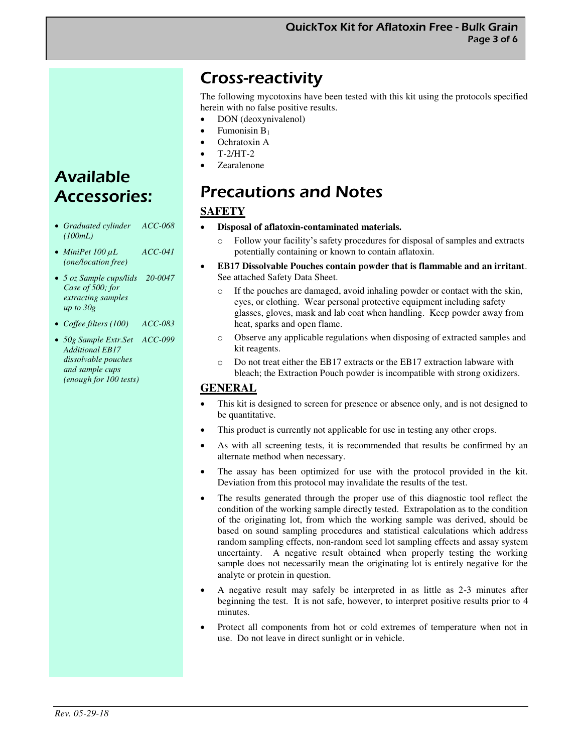# Cross-reactivity

The following mycotoxins have been tested with this kit using the protocols specified herein with no false positive results.

- DON (deoxynivalenol)
- Fumonisin $B_1$
- Ochratoxin A
- T-2/HT-2
- Zearalenone

# Precautions and Notes

## SAFETY

- **Disposal of aflatoxin-contaminated materials.**
  - Follow your facility's safety procedures for disposal of samples and extracts potentially containing or known to contain aflatoxin.
- **EB17 Dissolvable Pouches contain powder that is flammable and an irritant**. See attached Safety Data Sheet.
  - If the pouches are damaged, avoid inhaling powder or contact with the skin, eyes, or clothing. Wear personal protective equipment including safety glasses, gloves, mask and lab coat when handling. Keep powder away from heat, sparks and open flame.
  - Observe any applicable regulations when disposing of extracted samples and kit reagents.
  - Do not treat either the EB17 extracts or the EB17 extraction labware with bleach; the Extraction Pouch powder is incompatible with strong oxidizers.

## GENERAL

- This kit is designed to screen for presence or absence only, and is not designed to be quantitative.
- This product is currently not applicable for use in testing any other crops.
- As with all screening tests, it is recommended that results be confirmed by an alternate method when necessary.
- The assay has been optimized for use with the protocol provided in the kit. Deviation from this protocol may invalidate the results of the test.
- The results generated through the proper use of this diagnostic tool reflect the condition of the working sample directly tested. Extrapolation as to the condition of the originating lot, from which the working sample was derived, should be based on sound sampling procedures and statistical calculations which address random sampling effects, non-random seed lot sampling effects and assay system uncertainty. A negative result obtained when properly testing the working sample does not necessarily mean the originating lot is entirely negative for the analyte or protein in question.
- A negative result may safely be interpreted in as little as 2-3 minutes after beginning the test. It is not safe, however, to interpret positive results prior to 4 minutes.
- Protect all components from hot or cold extremes of temperature when not in use. Do not leave in direct sunlight or in vehicle.

# Available Accessories:

- *Graduated cylinder (100mL)* — *ACC-068*
- *MiniPet 100 µL (one/location free)* — *ACC-041*
- *5 oz Sample cups/lids Case of 500; for extracting samples up to 30g* — *20-0047*
- *Coffee filters (100)* — *ACC-083*
- *50g Sample Extr.Set Additional EB17 dissolvable pouches and sample cups (enough for 100 tests)* — *ACC-099*

*Rev. 05-29-18*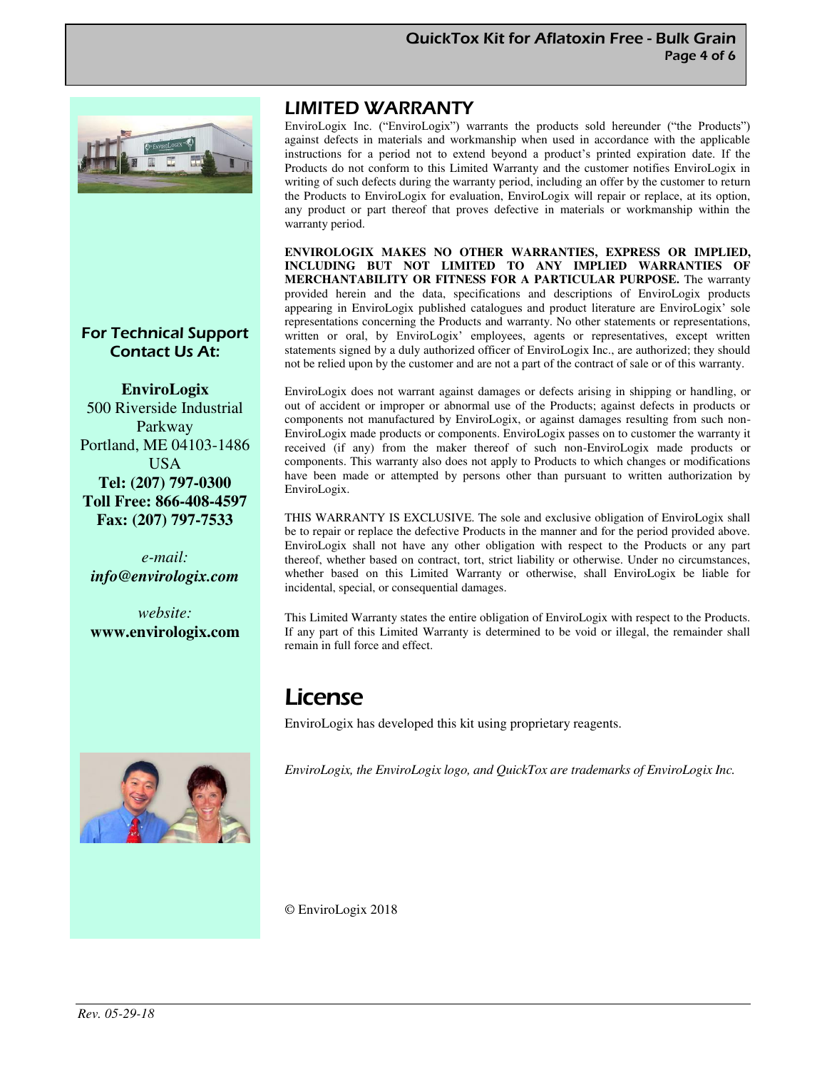## For Technical Support Contact Us At:

**EnviroLogix**
500 Riverside Industrial Parkway
Portland, ME 04103-1486
USA
**Tel: (207) 797-0300**
**Toll Free: 866-408-4597**
**Fax: (207) 797-7533**

*e-mail:*
***info@envirologix.com***

*website:*
**www.envirologix.com**

## LIMITED WARRANTY

EnviroLogix Inc. ("EnviroLogix") warrants the products sold hereunder ("the Products") against defects in materials and workmanship when used in accordance with the applicable instructions for a period not to extend beyond a product's printed expiration date. If the Products do not conform to this Limited Warranty and the customer notifies EnviroLogix in writing of such defects during the warranty period, including an offer by the customer to return the Products to EnviroLogix for evaluation, EnviroLogix will repair or replace, at its option, any product or part thereof that proves defective in materials or workmanship within the warranty period.

**ENVIROLOGIX MAKES NO OTHER WARRANTIES, EXPRESS OR IMPLIED, INCLUDING BUT NOT LIMITED TO ANY IMPLIED WARRANTIES OF MERCHANTABILITY OR FITNESS FOR A PARTICULAR PURPOSE.** The warranty provided herein and the data, specifications and descriptions of EnviroLogix products appearing in EnviroLogix published catalogues and product literature are EnviroLogix' sole representations concerning the Products and warranty. No other statements or representations, written or oral, by EnviroLogix' employees, agents or representatives, except written statements signed by a duly authorized officer of EnviroLogix Inc., are authorized; they should not be relied upon by the customer and are not a part of the contract of sale or of this warranty.

EnviroLogix does not warrant against damages or defects arising in shipping or handling, or out of accident or improper or abnormal use of the Products; against defects in products or components not manufactured by EnviroLogix, or against damages resulting from such non-EnviroLogix made products or components. EnviroLogix passes on to customer the warranty it received (if any) from the maker thereof of such non-EnviroLogix made products or components. This warranty also does not apply to Products to which changes or modifications have been made or attempted by persons other than pursuant to written authorization by EnviroLogix.

THIS WARRANTY IS EXCLUSIVE. The sole and exclusive obligation of EnviroLogix shall be to repair or replace the defective Products in the manner and for the period provided above. EnviroLogix shall not have any other obligation with respect to the Products or any part thereof, whether based on contract, tort, strict liability or otherwise. Under no circumstances, whether based on this Limited Warranty or otherwise, shall EnviroLogix be liable for incidental, special, or consequential damages.

This Limited Warranty states the entire obligation of EnviroLogix with respect to the Products. If any part of this Limited Warranty is determined to be void or illegal, the remainder shall remain in full force and effect.

# License

EnviroLogix has developed this kit using proprietary reagents.

*EnviroLogix, the EnviroLogix logo, and QuickTox are trademarks of EnviroLogix Inc.*

© EnviroLogix 2018

*Rev. 05-29-18*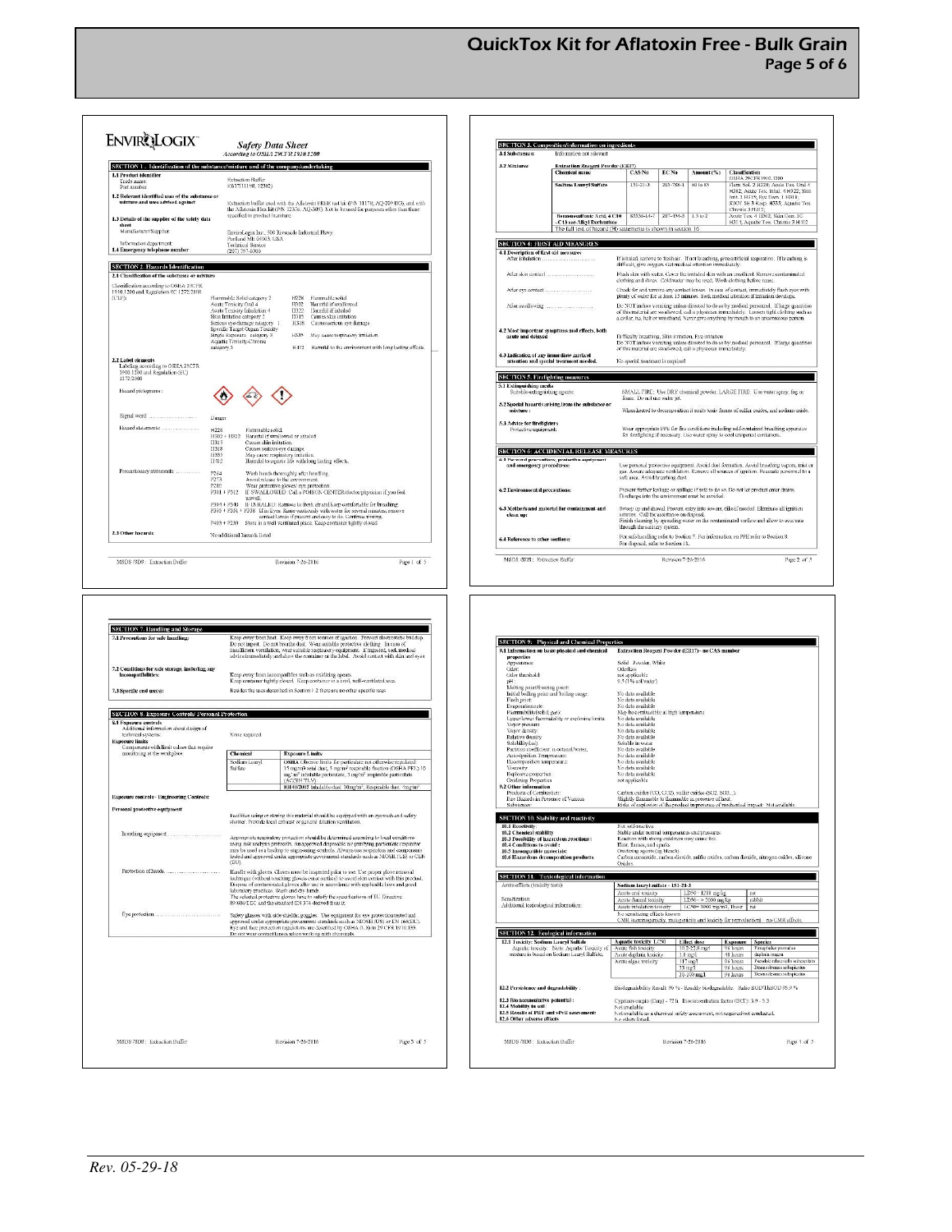**ENVIROLOGIX**

## Safety Data Sheet

*According to OSHA 29CFR1910.1200*

### SECTION 1. Identification of the substance/mixture and of the company/undertaking

**1.1 Product identifier**

Trade name: Extraction Buffer

Part number: EB37(1115B, 1230)

**1.2 Relevant identified uses of the substance or mixture and uses advised against:** Extraction buffer used with the Aflatoxin FREE test kit (P/N 1117B, AQ-209 BG) and with the Aflatoxin Flex kit (P/N 1237e, AQ-309). Not to be used for purposes other than those specified in product literature.

**1.3 Details of the supplier of the safety data sheet**

Manufacturer/Supplier: EnviroLogix Inc., 500 Riverside Industrial Pkwy, Portland ME 04103, USA

Information department: Technical Service

**1.4 Emergency telephone number:** (207) 797-0300

### SECTION 2. Hazards Identification

**2.1 Classification of the substance or mixture**

Classification according to OSHA 29CFR 1910.1200 and Regulation EC 1272/2008 (CLP):

| | | | |
|---|---|---|---|
| Flammable Solid category 2 | H228 | Flammable solid |
| Acute Toxicity Oral 4 | H302 | Harmful if swallowed |
| Acute Toxicity Inhalation 4 | H332 | Harmful if inhaled |
| Skin Irritation category 2 | H315 | Causes skin irritation |
| Serious eye damage category 1 | H318 | Causes serious eye damage |
| Specific Target Organ Toxicity Single Exposure category 3 | H335 | May cause respiratory irritation |
| Aquatic Toxicity-Chronic category 3 | H412 | Harmful to the environment with long lasting effects. |

**2.2 Label elements**

Labeling according to OSHA 29CFR 1910.1200 and Regulation (EC) 1272/2008

Hazard pictograms:

Signal word: Danger

Hazard statements:
- H228 Flammable solid
- H302 + H332 Harmful if swallowed or inhaled
- H315 Causes skin irritation
- H318 Causes serious eye damage
- H335 May cause respiratory irritation
- H412 Harmful to aquatic life with long lasting effects.

Precautionary statements:
- P264 Wash hands thoroughly after handling.
- P273 Avoid release to the environment.
- P280 Wear protective gloves/ eye protection.
- P301 + P312 IF SWALLOWED: Call a POISON CENTER/doctor/physician if you feel unwell.
- P304 + P340 IF INHALED: Remove to fresh air and keep comfortable for breathing.
- P305 + P351 + P338 If in Eyes: Rinse cautiously with water for several minutes; remove contact lenses if present and easy to do. Continue rinsing.
- P403 + P233 Store in a well ventilated place. Keep container tightly closed.

**2.3 Other hazards:** No additional hazards listed

### SECTION 3. Composition/information on ingredients

**3.1 Substance:** Information not relevant

**3.2 Mixtures:** Extraction Reagent Powder (EB37)

| Chemical name | CAS No | EC No | Amount (%) | Classification OSHA 29CFR1910.1200 |
|---|---|---|---|---|
| Sodium Lauryl Sulfate | 151-21-3 | 205-788-1 | 80 to 85 | Flam. Sol. 2 H228; Acute Tox. Oral 4 H302; Acute Tox. Inhal. 4 H332; Skin Irrit. 2 H315; Eye Dam. 1 H318; STOT SE 3 Resp. H335; Aquatic Tox. Chronic 3 H412 |
| Benzenesulfonic Acid, 4-C10-C13-sec-Alkyl Derivatives | 85536-14-7 | 287-494-3 | 1.5 to 2 | Acute Tox. 4 H302; Skin Corr. 1C H314; Aquatic Tox. Chronic 3 H412 |

The full text of hazard (H) statements is shown in section 16.

### SECTION 4: FIRST AID MEASURES

**4.1 Description of first aid measures**

After inhalation: If inhaled, remove to fresh air. If not breathing, give artificial respiration. If breathing is difficult, give oxygen. Get medical attention immediately.

After skin contact: Flush skin with water. Cover the irritated skin with an emollient. Remove contaminated clothing and shoes. Cold water may be used. Wash clothing before reuse.

After eye contact: Check for and remove any contact lenses. In case of contact, immediately flush eyes with plenty of water for at least 15 minutes. Seek medical attention if irritation develops.

After swallowing: Do NOT induce vomiting unless directed to do so by medical personnel. If large quantities of this material are swallowed, call a physician immediately. Loosen tight clothing such as a collar, tie, belt or waistband. Never give anything by mouth to an unconscious person.

**4.2 Most important symptoms and effects, both acute and delayed:** Difficulty breathing, Skin irritation, Eye irritation. Do NOT induce vomiting unless directed to do so by medical personnel. If large quantities of this material are swallowed, call a physician immediately.

**4.3 Indication of any immediate medical attention and special treatment needed:** No special treatment is required

### SECTION 5: Firefighting measures

**5.1 Extinguishing media**

Suitable extinguishing agents: SMALL FIRE: Use DRY chemical powder. LARGE FIRE: Use water spray, fog or foam. Do not use water jet.

**5.2 Special hazards arising from the substance or mixture:** When heated to decomposition it emits toxic fumes of sulfur oxides, and sodium oxide.

**5.3 Advice for firefighters**

Protective equipment: Wear appropriate PPE for fire conditions including self-contained breathing apparatus for firefighting if necessary. Use water spray to cool unopened containers.

### SECTION 6: ACCIDENTAL RELEASE MEASURES

**6.1 Personal precautions, protective equipment and emergency procedures:** Use personal protective equipment. Avoid dust formation. Avoid breathing vapors, mist or gas. Ensure adequate ventilation. Remove all sources of ignition. Evacuate personnel to a safe area. Avoid breathing dust.

**6.2 Environmental precautions:** Prevent further leakage or spillage if safe to do so. Do not let product enter drains. Discharge into the environment must be avoided.

**6.3 Methods and material for containment and clean up:** Sweep up and shovel. Prevent entry into sewers, dikes if needed. Eliminate all ignition sources. Call for assistance on disposal. Finish cleaning by spreading water on the contaminated surface and allow to evacuate through the sanitary system.

**6.4 Reference to other sections:** For safe handling refer to Section 7. For information on PPE refer to Section 8. For disposal, refer to Section 13.

### SECTION 7. Handling and Storage

**7.1 Precautions for safe handling:** Keep away from heat. Keep away from sources of ignition. Prevent electrostatic buildup. Do not ingest. Do not breathe dust. Wear suitable protective clothing. In case of insufficient ventilation, wear suitable respiratory equipment. If ingested, seek medical advice immediately and show the container or the label. Avoid contact with skin and eyes.

**7.2 Conditions for safe storage, including any incompatibilities:** Keep away from incompatibles such as oxidizing agents. Keep container tightly closed. Keep container in a cool, well-ventilated area.

**7.3 Specific end use(s):** Besides the uses described in Section 1.2 there are no other specific uses.

### SECTION 8. Exposure Controls/ Personal Protection

**8.1 Exposure controls**

Additional information about design of technical systems: None required

**Exposure limits**

Components with limit values that require monitoring at the workplace:

| Chemical | Exposure Limits |
|---|---|
| Sodium Lauryl Sulfate | OSHA Guidance limits for particulate not otherwise regulated 15 mg/m3 total dust, 5 mg/m3 respirable fraction (OSHA PEL); 10 mg/m3 inhalable particulate, 3 mg/m3 respirable particulate (ACGIH TLV) |
| | NIOSH(2005) Inhalable dust 10mg/m3, Respirable dust 4mg/m3 |

**Exposure controls - Engineering Controls:**

**Personal protective equipment**

Facilities storing or utilizing this material should be equipped with an eyewash and safety shower. Provide local exhaust or general dilution ventilation.

Breathing equipment: Appropriate respiratory protection should be determined according to local conditions using risk analysis protocols. An approved disposable air purifying particulate respirator may be used as a backup to engineering controls. Always use respirators and components tested and approved under appropriate government standards such as NIOSH (US) or CEN (EU).

Protection of hands: Handle with gloves. Gloves must be inspected prior to use. Use proper glove removal technique (without touching glove's outer surface) to avoid skin contact with this product. Dispose of contaminated gloves after use in accordance with applicable laws and good laboratory practices. Wash and dry hands. The selected protective gloves have to satisfy the specifications of EU Directive 89/686/EEC and the standard EN 374 derived from it.

Eye protection: Safety glasses with side-shields, goggles. Use equipment for eye protection tested and approved under appropriate government standards such as NIOSH (US) or EN 166(EU). Eye and face protection regulations are described by OSHA (US) in 29 CFR 1910.133. Do not wear contact lenses when working with chemicals.

### SECTION 9: Physical and Chemical Properties

**9.1 Information on basic physical and chemical properties:** Extraction Reagent Powder (EB37) – no CAS number

| | |
|---|---|
| Appearance: | Solid, Powder, White |
| Odor: | Odorless |
| Odor threshold: | not applicable |
| pH: | 9.5 (1% solution) |
| Melting point/freezing point: | No data available |
| Initial boiling point and boiling range: | No data available |
| Flash point: | No data available |
| Evaporation rate: | No data available |
| Flammability (solid, gas): | May be combustible at high temperature |
| Upper/lower flammability or explosive limits: | No data available |
| Vapor pressure: | No data available |
| Vapor density: | No data available |
| Relative density: | No data available |
| Solubility(ies): | Soluble in water |
| Partition coefficient: n-octanol/water: | No data available |
| Auto-ignition Temperature: | No data available |
| Decomposition temperature: | No data available |
| Viscosity: | No data available |
| Explosive properties: | No data available |
| Oxidizing Properties: | not applicable |

**9.2 Other information**

Products of Combustion: Carbon oxides (CO, CO2), sulfur oxides (SO2, SO3...)

Fire Hazards in Presence of Various Substances: Slightly flammable to flammable in presence of heat. Risks of explosion of the product in presence of mechanical impact: Not available.

### SECTION 10. Stability and reactivity

- 10.1 Reactivity: Not self-reactive
- 10.2 Chemical stability: Stable under normal temperatures and pressures
- 10.3 Possibility of hazardous reactions: Reaction with strong oxidizers may cause fire
- 10.4 Conditions to avoid: Heat, flames, and sparks
- 10.5 Incompatible materials: Oxidizing agents (eg bleach)
- 10.6 Hazardous decomposition products: Carbon monoxide, carbon dioxide, sulfur oxides, carbon dioxide, nitrogen oxides, silicone Oxides.

### SECTION 11. Toxicological information

| Acute effects (toxicity tests) | Sodium Lauryl sulfate – 151-21-3 | |
|---|---|---|
| Acute oral toxicity | LD50 - 1200 mg/kg | rat |
| Acute dermal toxicity | LD50 > 2000 mg/kg | rabbit |
| Acute inhalation toxicity | LC50 > 3900 mg/m3, 1hour | rat |

Sensitization: No sensitizing effects known.

Additional toxicological information: CMR (carcinogenicity, mutagenicity and toxicity for reproduction) - no CMR effects.

### SECTION 12. Ecological information

**12.1 Toxicity: Sodium Lauryl Sulfate**

Aquatic toxicity: Note: Aquatic Toxicity of mixture is based on Sodium Lauryl Sulfate.

| Aquatic toxicity LC50 | Effect dose | Exposure | Species |
|---|---|---|---|
| Acute fish toxicity | 10.2-22.8 mg/l | 96 hours | Pimephales promelas |
| Acute daphnia toxicity | 1.8 mg/l | 48 hours | daphnia magna |
| Acute algae toxicity | 117 mg/l | 96 hours | Pseudokirchneriella subcapitata |
| | 53 mg/l | 96 hours | Desmodesmus subspicatus |
| | 30-200 mg/l | 24 hours | Desmodesmus subspicatus |

**12.2 Persistence and degradability:** Biodegradability Result: 96 % - Readily biodegradable. Ratio BOD/ThBOD 95.9 %

**12.3 Bioaccumulative potential:** Cyprinus carpio (Carp) - 72 h Bioconcentration factor (BCF): 3.9 - 5.3

**12.4 Mobility in soil:** Not available

**12.5 Results of PBT and vPvB assessment:** Not available as chemical safety assessment not required/not conducted.

**12.6 Other adverse effects:** No others listed.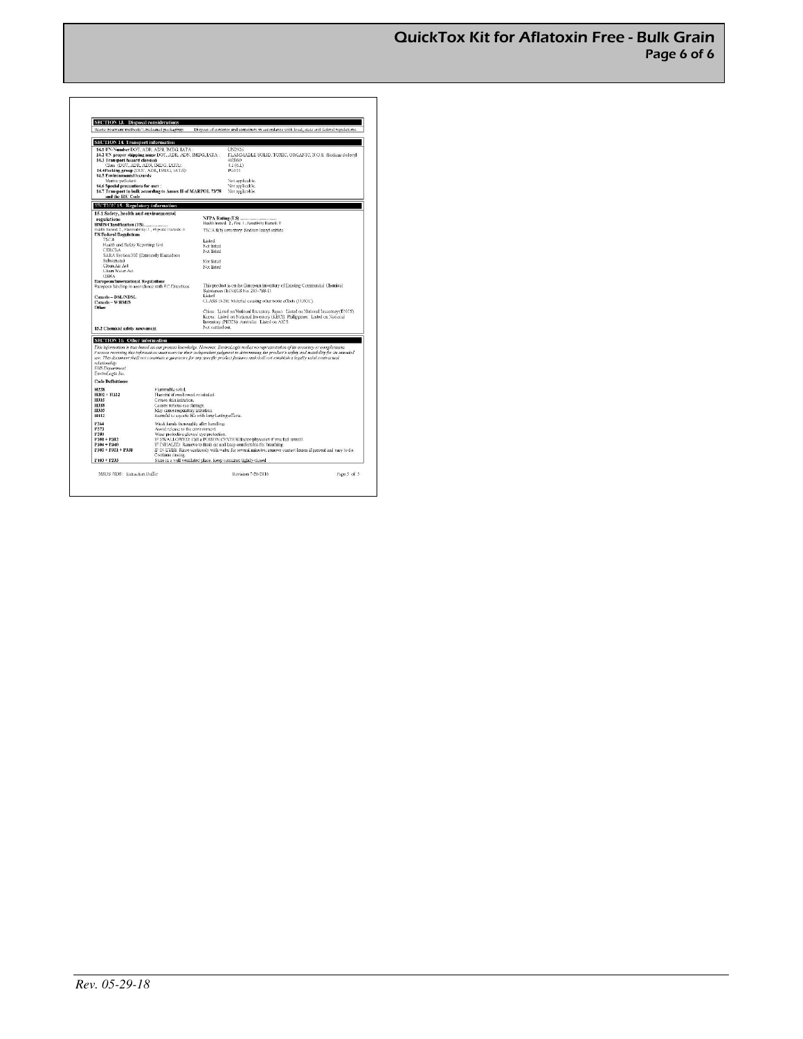## SECTION 13. Disposal considerations

| | |
|---|---|
| Waste treatment methods/Uncleaned packaging: | Dispose of contents and containers in accordance with local, state and federal regulations. |

## SECTION 14. Transport information

| | |
|---|---|
| 14.1 UN-Number DOT, ADR, ADN, IMDG, IATA | UN2926 |
| 14.2 UN proper shipping name DOT, ADR, ADN, IMDG, IATA: | FLAMMABLE SOLID, TOXIC, ORGANIC, N.O.S. (Sodium dodecyl sulfate) |
| 14.3 Transport hazard class(es) Class (DOT, ADR, ADN, IMDG, IATA): | 4.1 (6.1) |
| 14.4 Packing group (DOT, ADR, IMDG, IATA): | PG III |
| 14.5 Environmental hazards Marine pollutant: | Not applicable. |
| 14.6 Special precautions for user: | Not applicable. |
| 14.7 Transport in bulk according to Annex II of MARPOL 73/78 and the IBC Code | Not applicable. |

## SECTION 15. Regulatory information

| | |
|---|---|
| **15.1 Safety, health and environmental regulations** | **NFPA Rating (US)** ...................... Health hazard: 2, Fire: 1, Reactivity Hazard: 0 |
| **HMIS Classification (US)** ................... Health hazard: 2, Flammability: 1, Physical Hazards: 0 | TSCA 8(b) inventory: Sodium lauryl sulfate |
| **US Federal Regulations** | |
| TSCA | Listed |
| Health and Safety Reporting List | Not listed |
| CERCLA | Not listed |
| SARA Section 302 (Extremely Hazardous Substances) | Not listed |
| Clean Air Act | Not listed |
| Clean Water Act | |
| OSHA | |
| **European/International Regulations** European labeling in accordance with EC Directives | This product is on the European Inventory of Existing Commercial Chemical Substances (EINECS No. 205-788-1) |
| **Canada – DSL/NDSL** | Listed |
| **Canada – WHMIS** | CLASS D-2B: Material causing other toxic effects (TOXIC). |
| **Other** | China: Listed on National Inventory. Japan: Listed on National Inventory (ENCS). Korea: Listed on National Inventory (KECI). Philippines: Listed on National Inventory (PICCS). Australia: Listed on AICS. |
| **15.2 Chemical safety assessment** | Not carried out. |

## SECTION 16. Other information

*This information is true based on our present knowledge. However, EnviroLogix makes no representation of its accuracy or completeness. Persons receiving this information must exercise their independent judgement in determining the product's safety and suitability for its intended use. This document shall not constitute a guarantee for any specific product features and shall not establish a legally valid contractual relationship.*
*EHS Department*
*EnviroLogix Inc.*

**Code Definitions:**

| | |
|---|---|
| **H228** | Flammable solid. |
| **H302 + H332** | Harmful if swallowed or inhaled. |
| **H315** | Causes skin irritation. |
| **H318** | Causes serious eye damage. |
| **H335** | May cause respiratory irritation. |
| **H412** | Harmful to aquatic life with long lasting effects. |
| **P264** | Wash hands thoroughly after handling. |
| **P273** | Avoid release to the environment. |
| **P280** | Wear protective gloves/ eye protection. |
| **P301 + P312** | IF SWALLOWED: Call a POISON CENTER/doctor/physician if you feel unwell. |
| **P304 + P340** | IF INHALED: Remove to fresh air and keep comfortable for breathing. |
| **P305 + P351 + P338** | IF IN EYES: Rinse cautiously with water for several minutes. Remove contact lenses if present and easy to do. Continue rinsing. |
| **P403 + P233** | Store in a well ventilated place. Keep container tightly closed. |

MSDS/SDS: Extraction Buffer — Revision 7-26-2016 — Page 5 of 5

*Rev. 05-29-18*